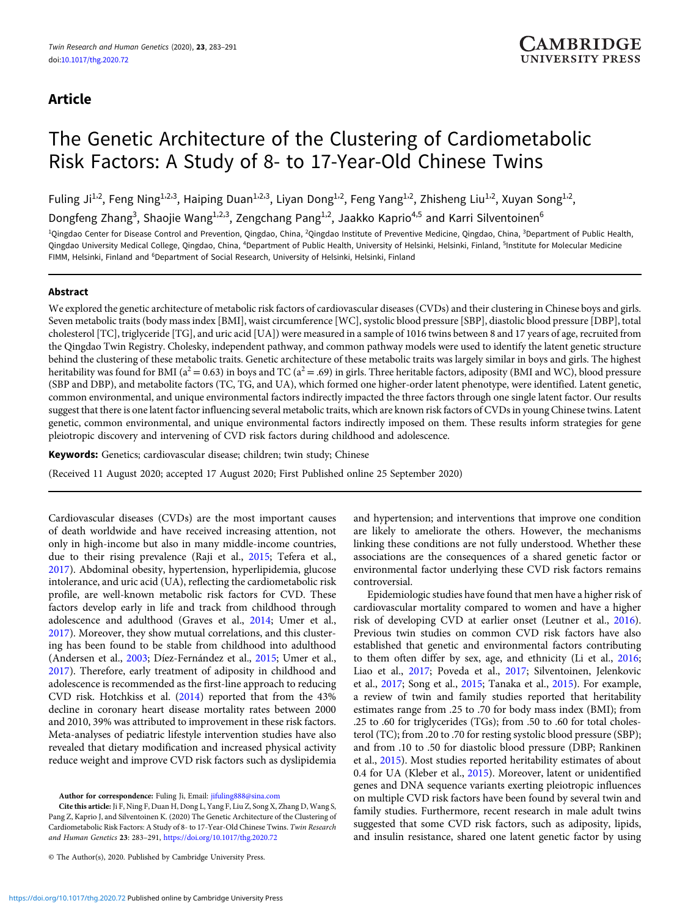Article

# The Genetic Architecture of the Clustering of Cardiometabolic Risk Factors: A Study of 8- to 17-Year-Old Chinese Twins

Fuling Ji[1,2], Feng Ning[1,2,3], Haiping Duan[1,2,3], Liyan Dong[1,2], Feng Yang[1,2], Zhisheng Liu[1,2], Xuyan Song[1,2], Dongfeng Zhang[3], Shaojie Wang[1,2,3], Zengchang Pang[1,2], Jaakko Kaprio[4,5] and Karri Silventoinen[6]

[1]Qingdao Center for Disease Control and Prevention, Qingdao, China, [2]Qingdao Institute of Preventive Medicine, Qingdao, China, [3]Department of Public Health, Qingdao University Medical College, Qingdao, China, [4]Department of Public Health, University of Helsinki, Helsinki, Finland, [5]Institute for Molecular Medicine FIMM, Helsinki, Finland and [6]Department of Social Research, University of Helsinki, Helsinki, Finland

## Abstract

We explored the genetic architecture of metabolic risk factors of cardiovascular diseases (CVDs) and their clustering in Chinese boys and girls. Seven metabolic traits (body mass index [BMI], waist circumference [WC], systolic blood pressure [SBP], diastolic blood pressure [DBP], total cholesterol [TC], triglyceride [TG], and uric acid [UA]) were measured in a sample of 1016 twins between 8 and 17 years of age, recruited from the Qingdao Twin Registry. Cholesky, independent pathway, and common pathway models were used to identify the latent genetic structure behind the clustering of these metabolic traits. Genetic architecture of these metabolic traits was largely similar in boys and girls. The highest heritability was found for BMI ($a^2 = 0.63$) in boys and TC ($a^2 = .69$) in girls. Three heritable factors, adiposity (BMI and WC), blood pressure (SBP and DBP), and metabolite factors (TC, TG, and UA), which formed one higher-order latent phenotype, were identified. Latent genetic, common environmental, and unique environmental factors indirectly impacted the three factors through one single latent factor. Our results suggest that there is one latent factor influencing several metabolic traits, which are known risk factors of CVDs in young Chinese twins. Latent genetic, common environmental, and unique environmental factors indirectly imposed on them. These results inform strategies for gene pleiotropic discovery and intervening of CVD risk factors during childhood and adolescence.

**Keywords:** Genetics; cardiovascular disease; children; twin study; Chinese

(Received 11 August 2020; accepted 17 August 2020; First Published online 25 September 2020)

Cardiovascular diseases (CVDs) are the most important causes of death worldwide and have received increasing attention, not only in high-income but also in many middle-income countries, due to their rising prevalence (Raji et al., 2015; Tefera et al., 2017). Abdominal obesity, hypertension, hyperlipidemia, glucose intolerance, and uric acid (UA), reflecting the cardiometabolic risk profile, are well-known metabolic risk factors for CVD. These factors develop early in life and track from childhood through adolescence and adulthood (Graves et al., 2014; Umer et al., 2017). Moreover, they show mutual correlations, and this clustering has been found to be stable from childhood into adulthood (Andersen et al., 2003; Díez-Fernández et al., 2015; Umer et al., 2017). Therefore, early treatment of adiposity in childhood and adolescence is recommended as the first-line approach to reducing CVD risk. Hotchkiss et al. (2014) reported that from the 43% decline in coronary heart disease mortality rates between 2000 and 2010, 39% was attributed to improvement in these risk factors. Meta-analyses of pediatric lifestyle intervention studies have also revealed that dietary modification and increased physical activity reduce weight and improve CVD risk factors such as dyslipidemia and hypertension; and interventions that improve one condition are likely to ameliorate the others. However, the mechanisms linking these conditions are not fully understood. Whether these associations are the consequences of a shared genetic factor or environmental factor underlying these CVD risk factors remains controversial.

Epidemiologic studies have found that men have a higher risk of cardiovascular mortality compared to women and have a higher risk of developing CVD at earlier onset (Leutner et al., 2016). Previous twin studies on common CVD risk factors have also established that genetic and environmental factors contributing to them often differ by sex, age, and ethnicity (Li et al., 2016; Liao et al., 2017; Poveda et al., 2017; Silventoinen, Jelenkovic et al., 2017; Song et al., 2015; Tanaka et al., 2015). For example, a review of twin and family studies reported that heritability estimates range from .25 to .70 for body mass index (BMI); from .25 to .60 for triglycerides (TGs); from .50 to .60 for total cholesterol (TC); from .20 to .70 for resting systolic blood pressure (SBP); and from .10 to .50 for diastolic blood pressure (DBP; Rankinen et al., 2015). Most studies reported heritability estimates of about 0.4 for UA (Kleber et al., 2015). Moreover, latent or unidentified genes and DNA sequence variants exerting pleiotropic influences on multiple CVD risk factors have been found by several twin and family studies. Furthermore, recent research in male adult twins suggested that some CVD risk factors, such as adiposity, lipids, and insulin resistance, shared one latent genetic factor by using

**Author for correspondence:** Fuling Ji, Email: jifuling888@sina.com

**Cite this article:** Ji F, Ning F, Duan H, Dong L, Yang F, Liu Z, Song X, Zhang D, Wang S, Pang Z, Kaprio J and Silventoinen K. (2020) The Genetic Architecture of the Clustering of Cardiometabolic Risk Factors: A Study of 8- to 17-Year-Old Chinese Twins. *Twin Research and Human Genetics* **23**: 283–291, https://doi.org/10.1017/thg.2020.72

© The Author(s), 2020. Published by Cambridge University Press.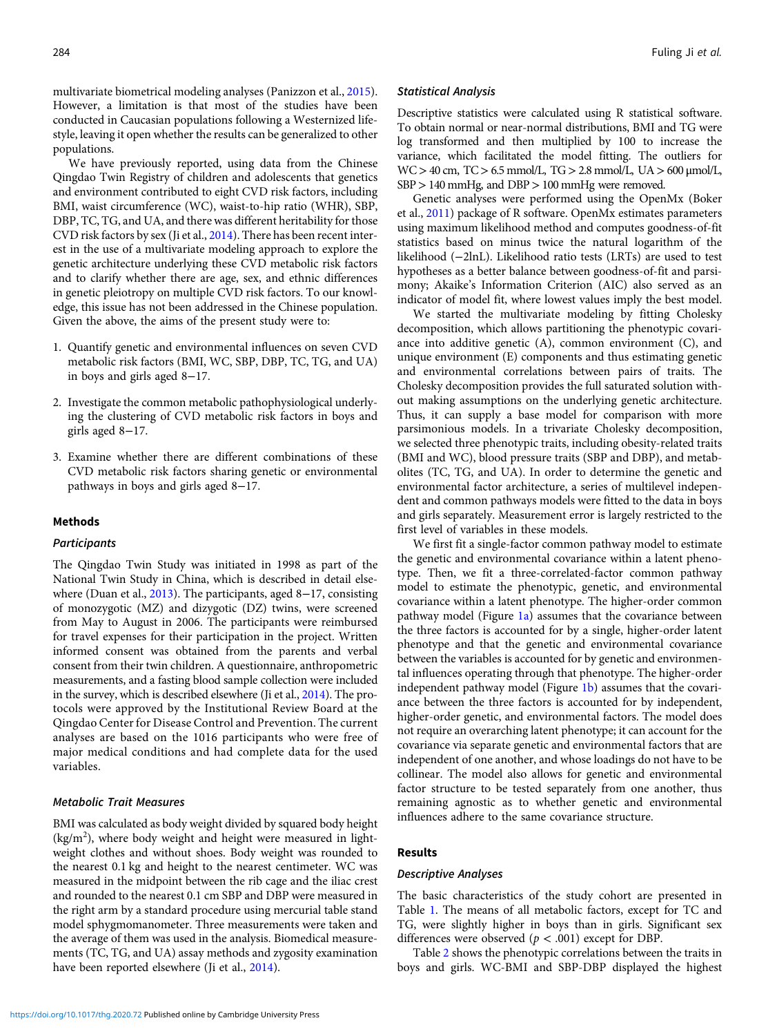multivariate biometrical modeling analyses (Panizzon et al., 2015). However, a limitation is that most of the studies have been conducted in Caucasian populations following a Westernized lifestyle, leaving it open whether the results can be generalized to other populations.

We have previously reported, using data from the Chinese Qingdao Twin Registry of children and adolescents that genetics and environment contributed to eight CVD risk factors, including BMI, waist circumference (WC), waist-to-hip ratio (WHR), SBP, DBP, TC, TG, and UA, and there was different heritability for those CVD risk factors by sex (Ji et al., 2014). There has been recent interest in the use of a multivariate modeling approach to explore the genetic architecture underlying these CVD metabolic risk factors and to clarify whether there are age, sex, and ethnic differences in genetic pleiotropy on multiple CVD risk factors. To our knowledge, this issue has not been addressed in the Chinese population. Given the above, the aims of the present study were to:

1. Quantify genetic and environmental influences on seven CVD metabolic risk factors (BMI, WC, SBP, DBP, TC, TG, and UA) in boys and girls aged 8−17.
2. Investigate the common metabolic pathophysiological underlying the clustering of CVD metabolic risk factors in boys and girls aged 8−17.
3. Examine whether there are different combinations of these CVD metabolic risk factors sharing genetic or environmental pathways in boys and girls aged 8−17.

## Methods

### Participants

The Qingdao Twin Study was initiated in 1998 as part of the National Twin Study in China, which is described in detail elsewhere (Duan et al., 2013). The participants, aged 8−17, consisting of monozygotic (MZ) and dizygotic (DZ) twins, were screened from May to August in 2006. The participants were reimbursed for travel expenses for their participation in the project. Written informed consent was obtained from the parents and verbal consent from their twin children. A questionnaire, anthropometric measurements, and a fasting blood sample collection were included in the survey, which is described elsewhere (Ji et al., 2014). The protocols were approved by the Institutional Review Board at the Qingdao Center for Disease Control and Prevention. The current analyses are based on the 1016 participants who were free of major medical conditions and had complete data for the used variables.

### Metabolic Trait Measures

BMI was calculated as body weight divided by squared body height (kg/m$^2$), where body weight and height were measured in lightweight clothes and without shoes. Body weight was rounded to the nearest 0.1 kg and height to the nearest centimeter. WC was measured in the midpoint between the rib cage and the iliac crest and rounded to the nearest 0.1 cm SBP and DBP were measured in the right arm by a standard procedure using mercurial table stand model sphygmomanometer. Three measurements were taken and the average of them was used in the analysis. Biomedical measurements (TC, TG, and UA) assay methods and zygosity examination have been reported elsewhere (Ji et al., 2014).

### Statistical Analysis

Descriptive statistics were calculated using R statistical software. To obtain normal or near-normal distributions, BMI and TG were log transformed and then multiplied by 100 to increase the variance, which facilitated the model fitting. The outliers for WC > 40 cm, TC > 6.5 mmol/L, TG > 2.8 mmol/L, UA > 600 μmol/L, SBP > 140 mmHg, and DBP > 100 mmHg were removed.

Genetic analyses were performed using the OpenMx (Boker et al., 2011) package of R software. OpenMx estimates parameters using maximum likelihood method and computes goodness-of-fit statistics based on minus twice the natural logarithm of the likelihood (−2lnL). Likelihood ratio tests (LRTs) are used to test hypotheses as a better balance between goodness-of-fit and parsimony; Akaike's Information Criterion (AIC) also served as an indicator of model fit, where lowest values imply the best model.

We started the multivariate modeling by fitting Cholesky decomposition, which allows partitioning the phenotypic covariance into additive genetic (A), common environment (C), and unique environment (E) components and thus estimating genetic and environmental correlations between pairs of traits. The Cholesky decomposition provides the full saturated solution without making assumptions on the underlying genetic architecture. Thus, it can supply a base model for comparison with more parsimonious models. In a trivariate Cholesky decomposition, we selected three phenotypic traits, including obesity-related traits (BMI and WC), blood pressure traits (SBP and DBP), and metabolites (TC, TG, and UA). In order to determine the genetic and environmental factor architecture, a series of multilevel independent and common pathways models were fitted to the data in boys and girls separately. Measurement error is largely restricted to the first level of variables in these models.

We first fit a single-factor common pathway model to estimate the genetic and environmental covariance within a latent phenotype. Then, we fit a three-correlated-factor common pathway model to estimate the phenotypic, genetic, and environmental covariance within a latent phenotype. The higher-order common pathway model (Figure 1a) assumes that the covariance between the three factors is accounted for by a single, higher-order latent phenotype and that the genetic and environmental covariance between the variables is accounted for by genetic and environmental influences operating through that phenotype. The higher-order independent pathway model (Figure 1b) assumes that the covariance between the three factors is accounted for by independent, higher-order genetic, and environmental factors. The model does not require an overarching latent phenotype; it can account for the covariance via separate genetic and environmental factors that are independent of one another, and whose loadings do not have to be collinear. The model also allows for genetic and environmental factor structure to be tested separately from one another, thus remaining agnostic as to whether genetic and environmental influences adhere to the same covariance structure.

## Results

### Descriptive Analyses

The basic characteristics of the study cohort are presented in Table 1. The means of all metabolic factors, except for TC and TG, were slightly higher in boys than in girls. Significant sex differences were observed ($p < .001$) except for DBP.

Table 2 shows the phenotypic correlations between the traits in boys and girls. WC-BMI and SBP-DBP displayed the highest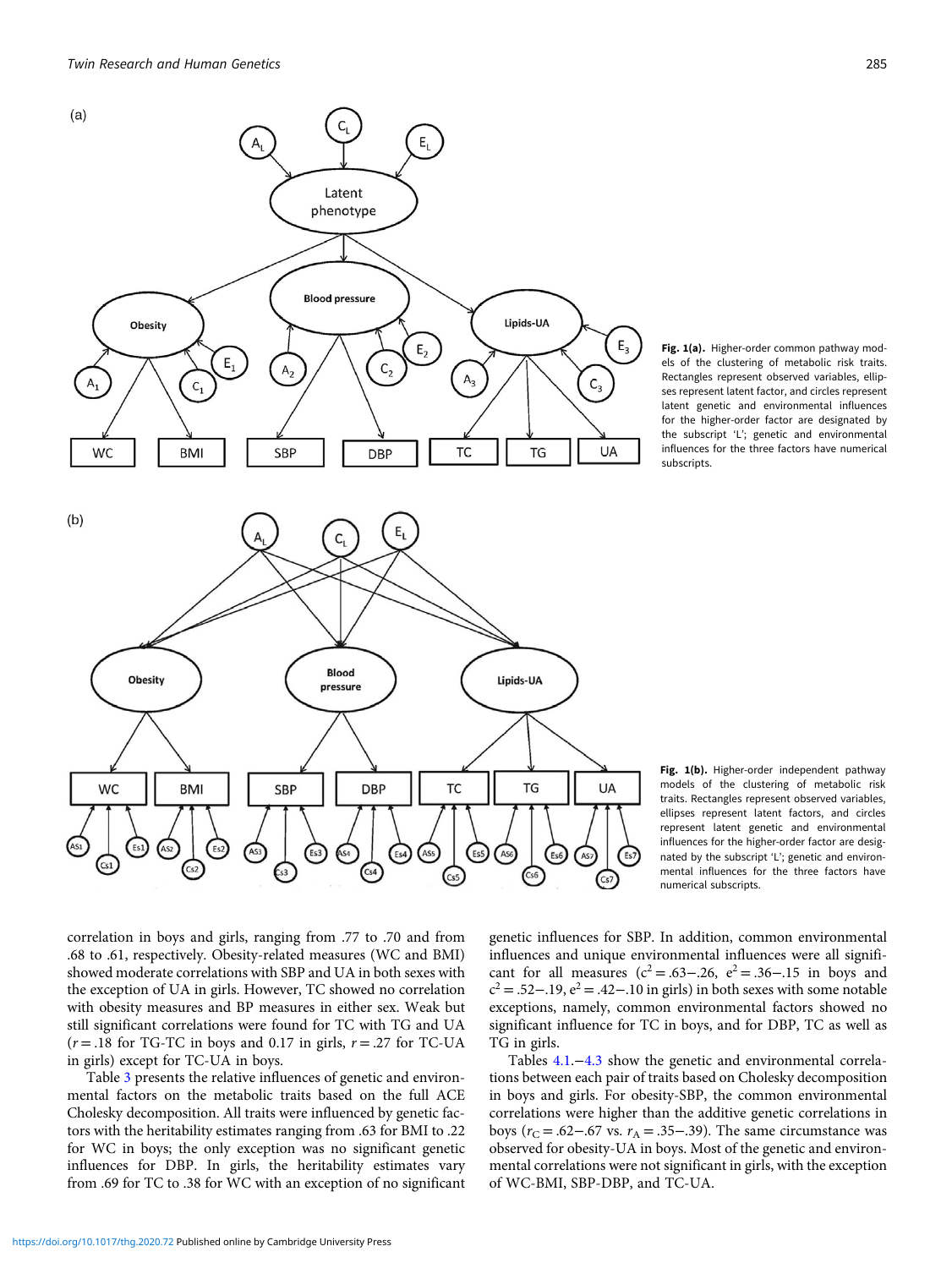(a)

Fig. 1(a). Higher-order common pathway models of the clustering of metabolic risk traits. Rectangles represent observed variables, ellipses represent latent factor, and circles represent latent genetic and environmental influences for the higher-order factor are designated by the subscript 'L'; genetic and environmental influences for the three factors have numerical subscripts.

(b)

Fig. 1(b). Higher-order independent pathway models of the clustering of metabolic risk traits. Rectangles represent observed variables, ellipses represent latent factors, and circles represent latent genetic and environmental influences for the higher-order factor are designated by the subscript 'L'; genetic and environmental influences for the three factors have numerical subscripts.

correlation in boys and girls, ranging from .77 to .70 and from .68 to .61, respectively. Obesity-related measures (WC and BMI) showed moderate correlations with SBP and UA in both sexes with the exception of UA in girls. However, TC showed no correlation with obesity measures and BP measures in either sex. Weak but still significant correlations were found for TC with TG and UA ($r = .18$ for TG-TC in boys and 0.17 in girls, $r = .27$ for TC-UA in girls) except for TC-UA in boys.

Table 3 presents the relative influences of genetic and environmental factors on the metabolic traits based on the full ACE Cholesky decomposition. All traits were influenced by genetic factors with the heritability estimates ranging from .63 for BMI to .22 for WC in boys; the only exception was no significant genetic influences for DBP. In girls, the heritability estimates vary from .69 for TC to .38 for WC with an exception of no significant genetic influences for SBP. In addition, common environmental influences and unique environmental influences were all significant for all measures ($c^2 = .63–.26$, $e^2 = .36–.15$ in boys and $c^2 = .52–.19$, $e^2 = .42–.10$ in girls) in both sexes with some notable exceptions, namely, common environmental factors showed no significant influence for TC in boys, and for DBP, TC as well as TG in girls.

Tables 4.1.–4.3 show the genetic and environmental correlations between each pair of traits based on Cholesky decomposition in boys and girls. For obesity-SBP, the common environmental correlations were higher than the additive genetic correlations in boys ($r_C = .62–.67$ vs. $r_A = .35–.39$). The same circumstance was observed for obesity-UA in boys. Most of the genetic and environmental correlations were not significant in girls, with the exception of WC-BMI, SBP-DBP, and TC-UA.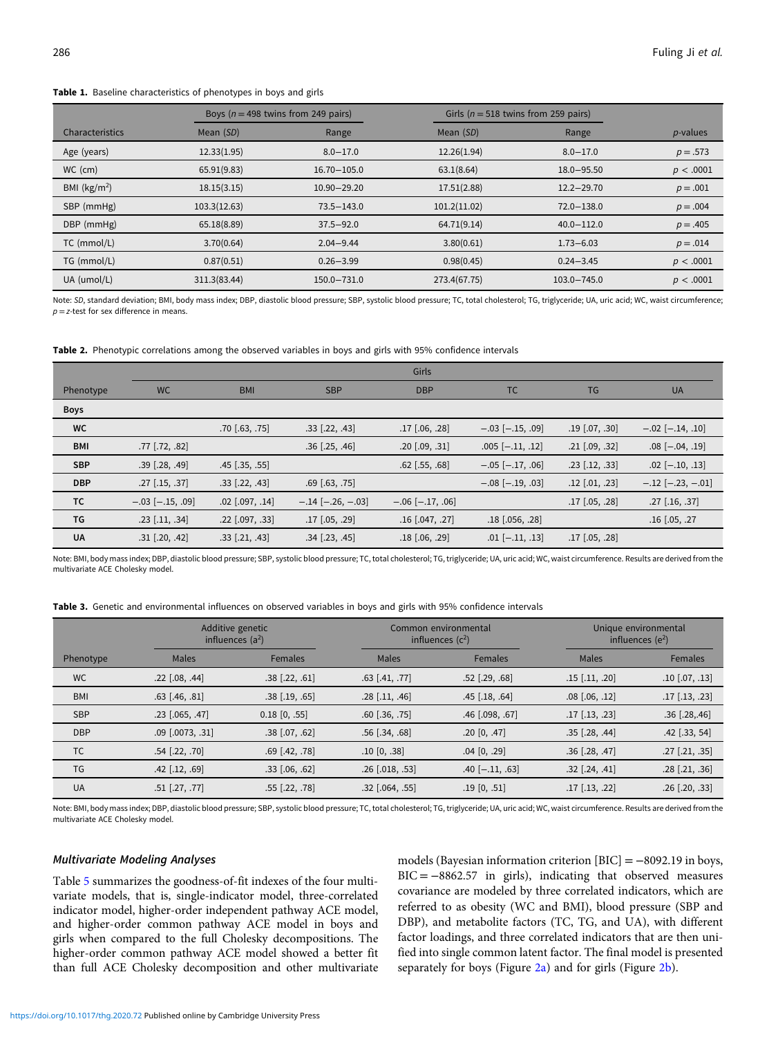**Table 1.** Baseline characteristics of phenotypes in boys and girls

| | Boys ($n = 498$ twins from 249 pairs) | | Girls ($n = 518$ twins from 259 pairs) | | |
|---|---|---|---|---|---|
| Characteristics | Mean (*SD*) | Range | Mean (*SD*) | Range | *p*-values |
| Age (years) | 12.33(1.95) | 8.0−17.0 | 12.26(1.94) | 8.0−17.0 | $p = .573$ |
| WC (cm) | 65.91(9.83) | 16.70−105.0 | 63.1(8.64) | 18.0−95.50 | $p < .0001$ |
| BMI (kg/m$^2$) | 18.15(3.15) | 10.90−29.20 | 17.51(2.88) | 12.2−29.70 | $p = .001$ |
| SBP (mmHg) | 103.3(12.63) | 73.5−143.0 | 101.2(11.02) | 72.0−138.0 | $p = .004$ |
| DBP (mmHg) | 65.18(8.89) | 37.5−92.0 | 64.71(9.14) | 40.0−112.0 | $p = .405$ |
| TC (mmol/L) | 3.70(0.64) | 2.04−9.44 | 3.80(0.61) | 1.73−6.03 | $p = .014$ |
| TG (mmol/L) | 0.87(0.51) | 0.26−3.99 | 0.98(0.45) | 0.24−3.45 | $p < .0001$ |
| UA (umol/L) | 311.3(83.44) | 150.0−731.0 | 273.4(67.75) | 103.0−745.0 | $p < .0001$ |

Note: *SD*, standard deviation; BMI, body mass index; DBP, diastolic blood pressure; SBP, systolic blood pressure; TC, total cholesterol; TG, triglyceride; UA, uric acid; WC, waist circumference; $p = z$-test for sex difference in means.

**Table 2.** Phenotypic correlations among the observed variables in boys and girls with 95% confidence intervals

| | Girls | | | | | | |
|---|---|---|---|---|---|---|---|
| Phenotype | WC | BMI | SBP | DBP | TC | TG | UA |
| **Boys** | | | | | | | |
| **WC** | | .70 [.63, .75] | .33 [.22, .43] | .17 [.06, .28] | −.03 [−.15, .09] | .19 [.07, .30] | −.02 [−.14, .10] |
| **BMI** | .77 [.72, .82] | | .36 [.25, .46] | .20 [.09, .31] | .005 [−.11, .12] | .21 [.09, .32] | .08 [−.04, .19] |
| **SBP** | .39 [.28, .49] | .45 [.35, .55] | | .62 [.55, .68] | −.05 [−.17, .06] | .23 [.12, .33] | .02 [−.10, .13] |
| **DBP** | .27 [.15, .37] | .33 [.22, .43] | .69 [.63, .75] | | −.08 [−.19, .03] | .12 [.01, .23] | −.12 [−.23, −.01] |
| **TC** | −.03 [−.15, .09] | .02 [.097, .14] | −.14 [−.26, −.03] | −.06 [−.17, .06] | | .17 [.05, .28] | .27 [.16, .37] |
| **TG** | .23 [.11, .34] | .22 [.097, .33] | .17 [.05, .29] | .16 [.047, .27] | .18 [.056, .28] | | .16 [.05, .27 |
| **UA** | .31 [.20, .42] | .33 [.21, .43] | .34 [.23, .45] | .18 [.06, .29] | .01 [−.11, .13] | .17 [.05, .28] | |

Note: BMI, body mass index; DBP, diastolic blood pressure; SBP, systolic blood pressure; TC, total cholesterol; TG, triglyceride; UA, uric acid; WC, waist circumference. Results are derived from the multivariate ACE Cholesky model.

**Table 3.** Genetic and environmental influences on observed variables in boys and girls with 95% confidence intervals

| | Additive genetic influences ($a^2$) | | Common environmental influences ($c^2$) | | Unique environmental influences ($e^2$) | |
|---|---|---|---|---|---|---|
| Phenotype | Males | Females | Males | Females | Males | Females |
| WC | .22 [.08, .44] | .38 [.22, .61] | .63 [.41, .77] | .52 [.29, .68] | .15 [.11, .20] | .10 [.07, .13] |
| BMI | .63 [.46, .81] | .38 [.19, .65] | .28 [.11, .46] | .45 [.18, .64] | .08 [.06, .12] | .17 [.13, .23] |
| SBP | .23 [.065, .47] | 0.18 [0, .55] | .60 [.36, .75] | .46 [.098, .67] | .17 [.13, .23] | .36 [.28,.46] |
| DBP | .09 [.0073, .31] | .38 [.07, .62] | .56 [.34, .68] | .20 [0, .47] | .35 [.28, .44] | .42 [.33, 54] |
| TC | .54 [.22, .70] | .69 [.42, .78] | .10 [0, .38] | .04 [0, .29] | .36 [.28, .47] | .27 [.21, .35] |
| TG | .42 [.12, .69] | .33 [.06, .62] | .26 [.018, .53] | .40 [−.11, .63] | .32 [.24, .41] | .28 [.21, .36] |
| UA | .51 [.27, .77] | .55 [.22, .78] | .32 [.064, .55] | .19 [0, .51] | .17 [.13, .22] | .26 [.20, .33] |

Note: BMI, body mass index; DBP, diastolic blood pressure; SBP, systolic blood pressure; TC, total cholesterol; TG, triglyceride; UA, uric acid; WC, waist circumference. Results are derived from the multivariate ACE Cholesky model.

### *Multivariate Modeling Analyses*

Table 5 summarizes the goodness-of-fit indexes of the four multivariate models, that is, single-indicator model, three-correlated indicator model, higher-order independent pathway ACE model, and higher-order common pathway ACE model in boys and girls when compared to the full Cholesky decompositions. The higher-order common pathway ACE model showed a better fit than full ACE Cholesky decomposition and other multivariate models (Bayesian information criterion [BIC] = −8092.19 in boys, BIC = −8862.57 in girls), indicating that observed measures covariance are modeled by three correlated indicators, which are referred to as obesity (WC and BMI), blood pressure (SBP and DBP), and metabolite factors (TC, TG, and UA), with different factor loadings, and three correlated indicators that are then unified into single common latent factor. The final model is presented separately for boys (Figure 2a) and for girls (Figure 2b).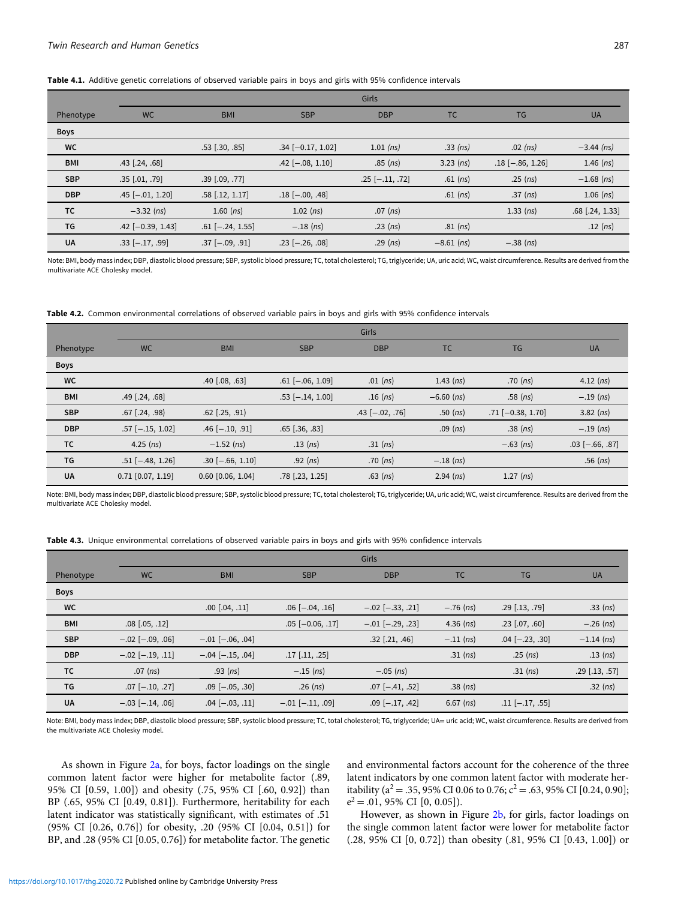**Table 4.1.** Additive genetic correlations of observed variable pairs in boys and girls with 95% confidence intervals

| | Girls | | | | | | |
|---|---|---|---|---|---|---|---|
| Phenotype | WC | BMI | SBP | DBP | TC | TG | UA |
| **Boys** | | | | | | | |
| **WC** | | .53 [.30, .85] | .34 [−0.17, 1.02] | 1.01 (*ns*) | .33 (*ns*) | .02 (*ns*) | −3.44 (*ns*) |
| **BMI** | .43 [.24, .68] | | .42 [−.08, 1.10] | .85 (*ns*) | 3.23 (*ns*) | .18 [−.86, 1.26] | 1.46 (*ns*) |
| **SBP** | .35 [.01, .79] | .39 [.09, .77] | | .25 [−.11, .72] | .61 (*ns*) | .25 (*ns*) | −1.68 (*ns*) |
| **DBP** | .45 [−.01, 1.20] | .58 [.12, 1.17] | .18 [−.00, .48] | | .61 (*ns*) | .37 (*ns*) | 1.06 (*ns*) |
| **TC** | −3.32 (*ns*) | 1.60 (*ns*) | 1.02 (*ns*) | .07 (*ns*) | | 1.33 (*ns*) | .68 [.24, 1.33] |
| **TG** | .42 [−0.39, 1.43] | .61 [−.24, 1.55] | −.18 (*ns*) | .23 (*ns*) | .81 (*ns*) | | .12 (*ns*) |
| **UA** | .33 [−.17, .99] | .37 [−.09, .91] | .23 [−.26, .08] | .29 (*ns*) | −8.61 (*ns*) | −.38 (*ns*) | |

Note: BMI, body mass index; DBP, diastolic blood pressure; SBP, systolic blood pressure; TC, total cholesterol; TG, triglyceride; UA, uric acid; WC, waist circumference. Results are derived from the multivariate ACE Cholesky model.

**Table 4.2.** Common environmental correlations of observed variable pairs in boys and girls with 95% confidence intervals

| | Girls | | | | | | |
|---|---|---|---|---|---|---|---|
| Phenotype | WC | BMI | SBP | DBP | TC | TG | UA |
| **Boys** | | | | | | | |
| **WC** | | .40 [.08, .63] | .61 [−.06, 1.09] | .01 (*ns*) | 1.43 (*ns*) | .70 (*ns*) | 4.12 (*ns*) |
| **BMI** | .49 [.24, .68] | | .53 [−.14, 1.00] | .16 (*ns*) | −6.60 (*ns*) | .58 (*ns*) | −.19 (*ns*) |
| **SBP** | .67 [.24, .98) | .62 [.25, .91] | | .43 [−.02, .76] | .50 (*ns*) | .71 [−0.38, 1.70] | 3.82 (*ns*) |
| **DBP** | .57 [−.15, 1.02] | .46 [−.10, .91] | .65 [.36, .83] | | .09 (*ns*) | .38 (*ns*) | −.19 (*ns*) |
| **TC** | 4.25 (*ns*) | −1.52 (*ns*) | .13 (*ns*) | .31 (*ns*) | | −.63 (*ns*) | .03 [−.66, .87] |
| **TG** | .51 [−.48, 1.26] | .30 [−.66, 1.10] | .92 (*ns*) | .70 (*ns*) | −.18 (*ns*) | | .56 (*ns*) |
| **UA** | 0.71 [0.07, 1.19] | 0.60 [0.06, 1.04] | .78 [.23, 1.25] | .63 (*ns*) | 2.94 (*ns*) | 1.27 (*ns*) | |

Note: BMI, body mass index; DBP, diastolic blood pressure; SBP, systolic blood pressure; TC, total cholesterol; TG, triglyceride; UA, uric acid; WC, waist circumference. Results are derived from the multivariate ACE Cholesky model.

**Table 4.3.** Unique environmental correlations of observed variable pairs in boys and girls with 95% confidence intervals

| | Girls | | | | | | |
|---|---|---|---|---|---|---|---|
| Phenotype | WC | BMI | SBP | DBP | TC | TG | UA |
| **Boys** | | | | | | | |
| **WC** | | .00 [.04, .11] | .06 [−.04, .16] | −.02 [−.33, .21] | −.76 (*ns*) | .29 [.13, .79] | .33 (*ns*) |
| **BMI** | .08 [.05, .12] | | .05 [−0.06, .17] | −.01 [−.29, .23] | 4.36 (*ns*) | .23 [.07, .60] | −.26 (*ns*) |
| **SBP** | −.02 [−.09, .06] | −.01 [−.06, .04] | | .32 [.21, .46] | −.11 (*ns*) | .04 [−.23, .30] | −1.14 (*ns*) |
| **DBP** | −.02 [−.19, .11] | −.04 [−.15, .04] | .17 [.11, .25] | | .31 (*ns*) | .25 (*ns*) | .13 (*ns*) |
| **TC** | .07 (*ns*) | .93 (*ns*) | −.15 (*ns*) | −.05 (*ns*) | | .31 (*ns*) | .29 [.13, .57] |
| **TG** | .07 [−.10, .27] | .09 [−.05, .30] | .26 (*ns*) | .07 [−.41, .52] | .38 (*ns*) | | .32 (*ns*) |
| **UA** | −.03 [−.14, .06] | .04 [−.03, .11] | −.01 [−.11, .09] | .09 [−.17, .42] | 6.67 (*ns*) | .11 [−.17, .55] | |

Note: BMI, body mass index; DBP, diastolic blood pressure; SBP, systolic blood pressure; TC, total cholesterol; TG, triglyceride; UA= uric acid; WC, waist circumference. Results are derived from the multivariate ACE Cholesky model.

As shown in Figure 2a, for boys, factor loadings on the single common latent factor were higher for metabolite factor (.89, 95% CI [0.59, 1.00]) and obesity (.75, 95% CI [.60, 0.92]) than BP (.65, 95% CI [0.49, 0.81]). Furthermore, heritability for each latent indicator was statistically significant, with estimates of .51 (95% CI [0.26, 0.76]) for obesity, .20 (95% CI [0.04, 0.51]) for BP, and .28 (95% CI [0.05, 0.76]) for metabolite factor. The genetic and environmental factors account for the coherence of the three latent indicators by one common latent factor with moderate heritability ($a^2 = .35$, 95% CI 0.06 to 0.76; $c^2 = .63$, 95% CI [0.24, 0.90]; $e^2 = .01$, 95% CI [0, 0.05]).

However, as shown in Figure 2b, for girls, factor loadings on the single common latent factor were lower for metabolite factor (.28, 95% CI [0, 0.72]) than obesity (.81, 95% CI [0.43, 1.00]) or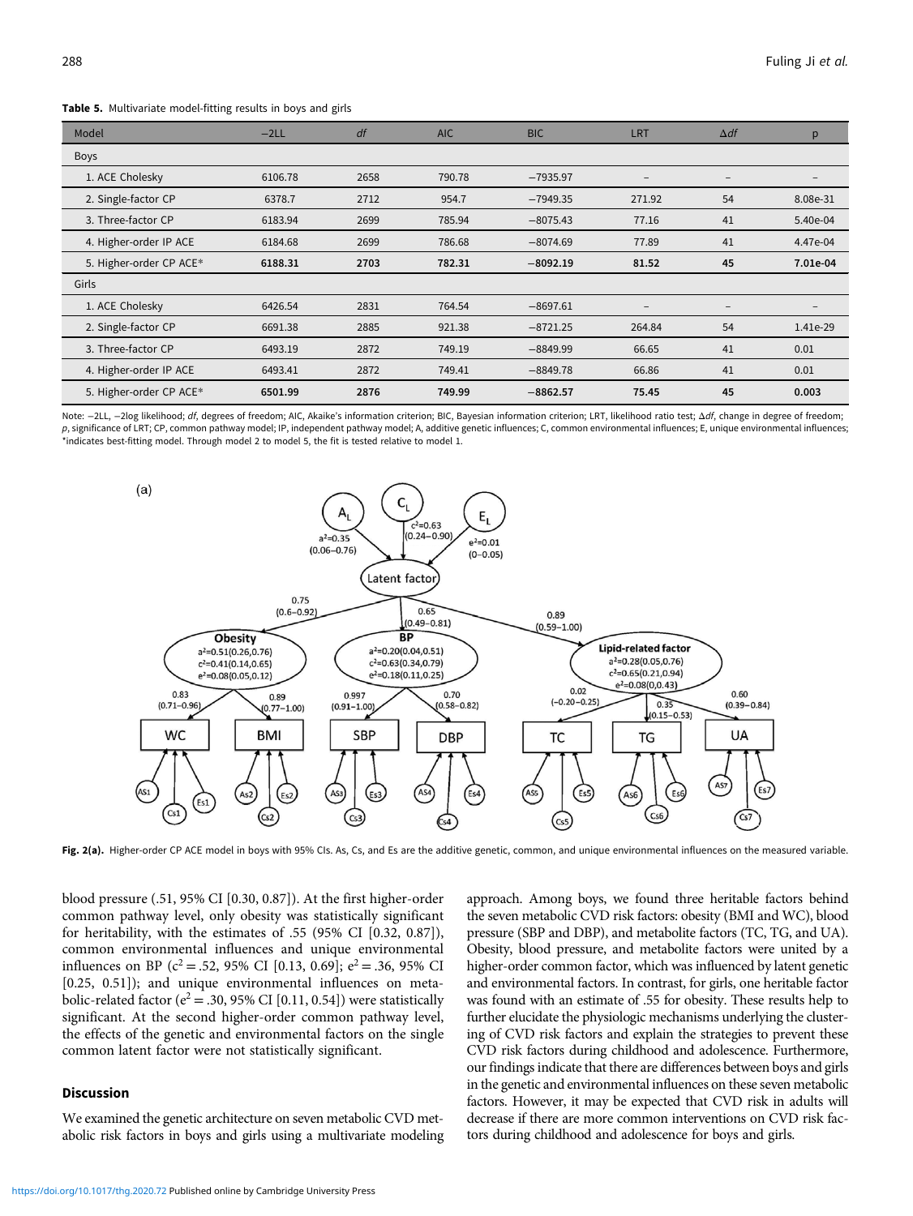**Table 5.** Multivariate model-fitting results in boys and girls

| Model | −2LL | *df* | AIC | BIC | LRT | Δ*df* | p |
|---|---|---|---|---|---|---|---|
| Boys | | | | | | | |
| 1. ACE Cholesky | 6106.78 | 2658 | 790.78 | −7935.97 | – | – | – |
| 2. Single-factor CP | 6378.7 | 2712 | 954.7 | −7949.35 | 271.92 | 54 | 8.08e-31 |
| 3. Three-factor CP | 6183.94 | 2699 | 785.94 | −8075.43 | 77.16 | 41 | 5.40e-04 |
| 4. Higher-order IP ACE | 6184.68 | 2699 | 786.68 | −8074.69 | 77.89 | 41 | 4.47e-04 |
| 5. Higher-order CP ACE* | **6188.31** | **2703** | **782.31** | **−8092.19** | **81.52** | **45** | **7.01e-04** |
| Girls | | | | | | | |
| 1. ACE Cholesky | 6426.54 | 2831 | 764.54 | −8697.61 | – | – | – |
| 2. Single-factor CP | 6691.38 | 2885 | 921.38 | −8721.25 | 264.84 | 54 | 1.41e-29 |
| 3. Three-factor CP | 6493.19 | 2872 | 749.19 | −8849.99 | 66.65 | 41 | 0.01 |
| 4. Higher-order IP ACE | 6493.41 | 2872 | 749.41 | −8849.78 | 66.86 | 41 | 0.01 |
| 5. Higher-order CP ACE* | **6501.99** | **2876** | **749.99** | **−8862.57** | **75.45** | **45** | **0.003** |

Note: −2LL, −2log likelihood; *df*, degrees of freedom; AIC, Akaike's information criterion; BIC, Bayesian information criterion; LRT, likelihood ratio test; Δ*df*, change in degree of freedom; *p*, significance of LRT; CP, common pathway model; IP, independent pathway model; A, additive genetic influences; C, common environmental influences; E, unique environmental influences; *indicates best-fitting model. Through model 2 to model 5, the fit is tested relative to model 1.

**Fig. 2(a).** Higher-order CP ACE model in boys with 95% CIs. As, Cs, and Es are the additive genetic, common, and unique environmental influences on the measured variable.

blood pressure (.51, 95% CI [0.30, 0.87]). At the first higher-order common pathway level, only obesity was statistically significant for heritability, with the estimates of .55 (95% CI [0.32, 0.87]), common environmental influences and unique environmental influences on BP ($c^2 = .52$, 95% CI [0.13, 0.69]; $e^2 = .36$, 95% CI [0.25, 0.51]); and unique environmental influences on metabolic-related factor ($e^2 = .30$, 95% CI [0.11, 0.54]) were statistically significant. At the second higher-order common pathway level, the effects of the genetic and environmental factors on the single common latent factor were not statistically significant.

## Discussion

We examined the genetic architecture on seven metabolic CVD metabolic risk factors in boys and girls using a multivariate modeling approach. Among boys, we found three heritable factors behind the seven metabolic CVD risk factors: obesity (BMI and WC), blood pressure (SBP and DBP), and metabolite factors (TC, TG, and UA). Obesity, blood pressure, and metabolite factors were united by a higher-order common factor, which was influenced by latent genetic and environmental factors. In contrast, for girls, one heritable factor was found with an estimate of .55 for obesity. These results help to further elucidate the physiologic mechanisms underlying the clustering of CVD risk factors and explain the strategies to prevent these CVD risk factors during childhood and adolescence. Furthermore, our findings indicate that there are differences between boys and girls in the genetic and environmental influences on these seven metabolic factors. However, it may be expected that CVD risk in adults will decrease if there are more common interventions on CVD risk factors during childhood and adolescence for boys and girls.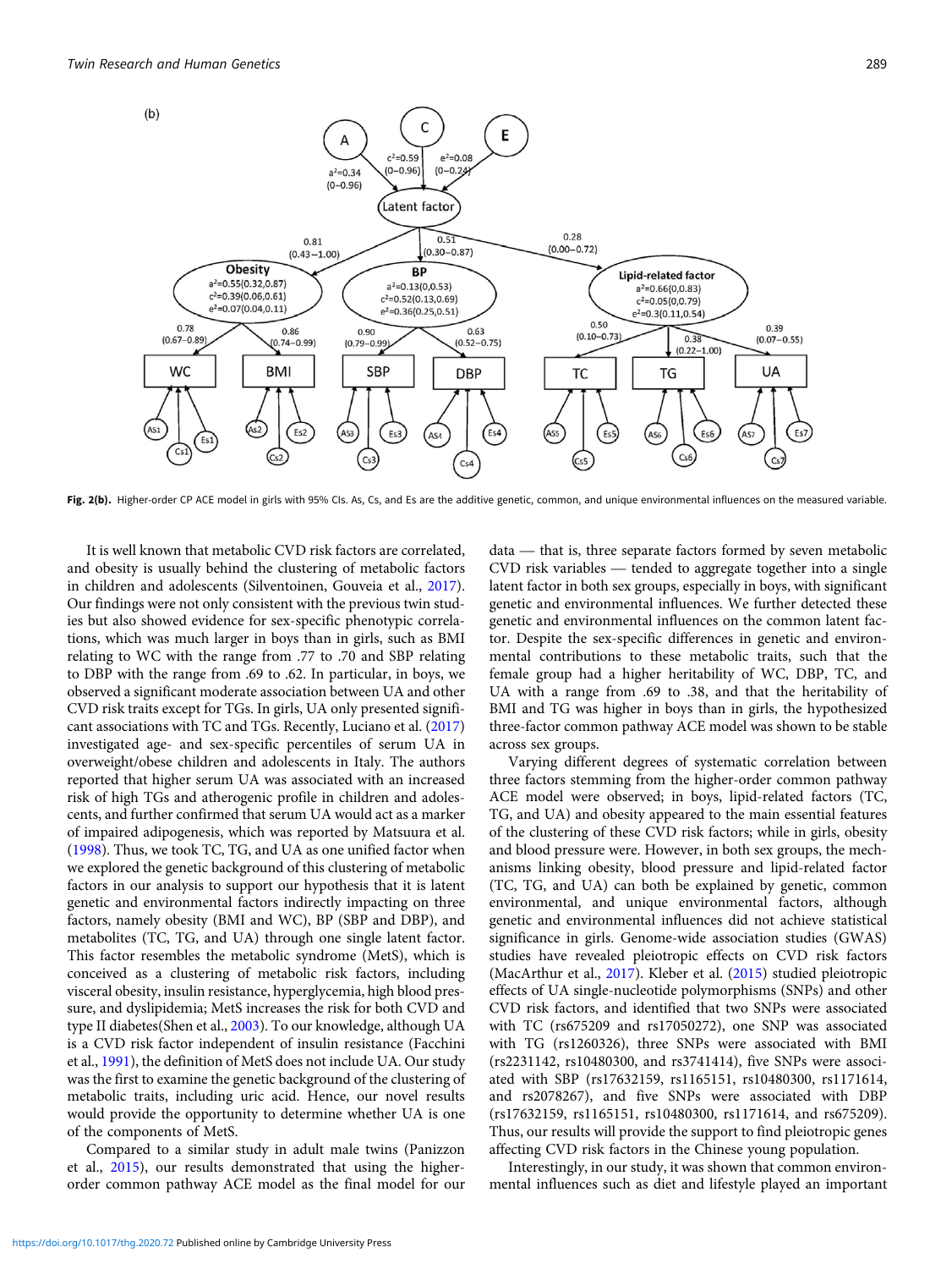Fig. 2(b). Higher-order CP ACE model in girls with 95% CIs. As, Cs, and Es are the additive genetic, common, and unique environmental influences on the measured variable.

It is well known that metabolic CVD risk factors are correlated, and obesity is usually behind the clustering of metabolic factors in children and adolescents (Silventoinen, Gouveia et al., 2017). Our findings were not only consistent with the previous twin studies but also showed evidence for sex-specific phenotypic correlations, which was much larger in boys than in girls, such as BMI relating to WC with the range from .77 to .70 and SBP relating to DBP with the range from .69 to .62. In particular, in boys, we observed a significant moderate association between UA and other CVD risk traits except for TGs. In girls, UA only presented significant associations with TC and TGs. Recently, Luciano et al. (2017) investigated age- and sex-specific percentiles of serum UA in overweight/obese children and adolescents in Italy. The authors reported that higher serum UA was associated with an increased risk of high TGs and atherogenic profile in children and adolescents, and further confirmed that serum UA would act as a marker of impaired adipogenesis, which was reported by Matsuura et al. (1998). Thus, we took TC, TG, and UA as one unified factor when we explored the genetic background of this clustering of metabolic factors in our analysis to support our hypothesis that it is latent genetic and environmental factors indirectly impacting on three factors, namely obesity (BMI and WC), BP (SBP and DBP), and metabolites (TC, TG, and UA) through one single latent factor. This factor resembles the metabolic syndrome (MetS), which is conceived as a clustering of metabolic risk factors, including visceral obesity, insulin resistance, hyperglycemia, high blood pressure, and dyslipidemia; MetS increases the risk for both CVD and type II diabetes(Shen et al., 2003). To our knowledge, although UA is a CVD risk factor independent of insulin resistance (Facchini et al., 1991), the definition of MetS does not include UA. Our study was the first to examine the genetic background of the clustering of metabolic traits, including uric acid. Hence, our novel results would provide the opportunity to determine whether UA is one of the components of MetS.

Compared to a similar study in adult male twins (Panizzon et al., 2015), our results demonstrated that using the higher-order common pathway ACE model as the final model for our data — that is, three separate factors formed by seven metabolic CVD risk variables — tended to aggregate together into a single latent factor in both sex groups, especially in boys, with significant genetic and environmental influences. We further detected these genetic and environmental influences on the common latent factor. Despite the sex-specific differences in genetic and environmental contributions to these metabolic traits, such that the female group had a higher heritability of WC, DBP, TC, and UA with a range from .69 to .38, and that the heritability of BMI and TG was higher in boys than in girls, the hypothesized three-factor common pathway ACE model was shown to be stable across sex groups.

Varying different degrees of systematic correlation between three factors stemming from the higher-order common pathway ACE model were observed; in boys, lipid-related factors (TC, TG, and UA) and obesity appeared to the main essential features of the clustering of these CVD risk factors; while in girls, obesity and blood pressure were. However, in both sex groups, the mechanisms linking obesity, blood pressure and lipid-related factor (TC, TG, and UA) can both be explained by genetic, common environmental, and unique environmental factors, although genetic and environmental influences did not achieve statistical significance in girls. Genome-wide association studies (GWAS) studies have revealed pleiotropic effects on CVD risk factors (MacArthur et al., 2017). Kleber et al. (2015) studied pleiotropic effects of UA single-nucleotide polymorphisms (SNPs) and other CVD risk factors, and identified that two SNPs were associated with TC (rs675209 and rs17050272), one SNP was associated with TG (rs1260326), three SNPs were associated with BMI (rs2231142, rs10480300, and rs3741414), five SNPs were associated with SBP (rs17632159, rs1165151, rs10480300, rs1171614, and rs2078267), and five SNPs were associated with DBP (rs17632159, rs1165151, rs10480300, rs1171614, and rs675209). Thus, our results will provide the support to find pleiotropic genes affecting CVD risk factors in the Chinese young population.

Interestingly, in our study, it was shown that common environmental influences such as diet and lifestyle played an important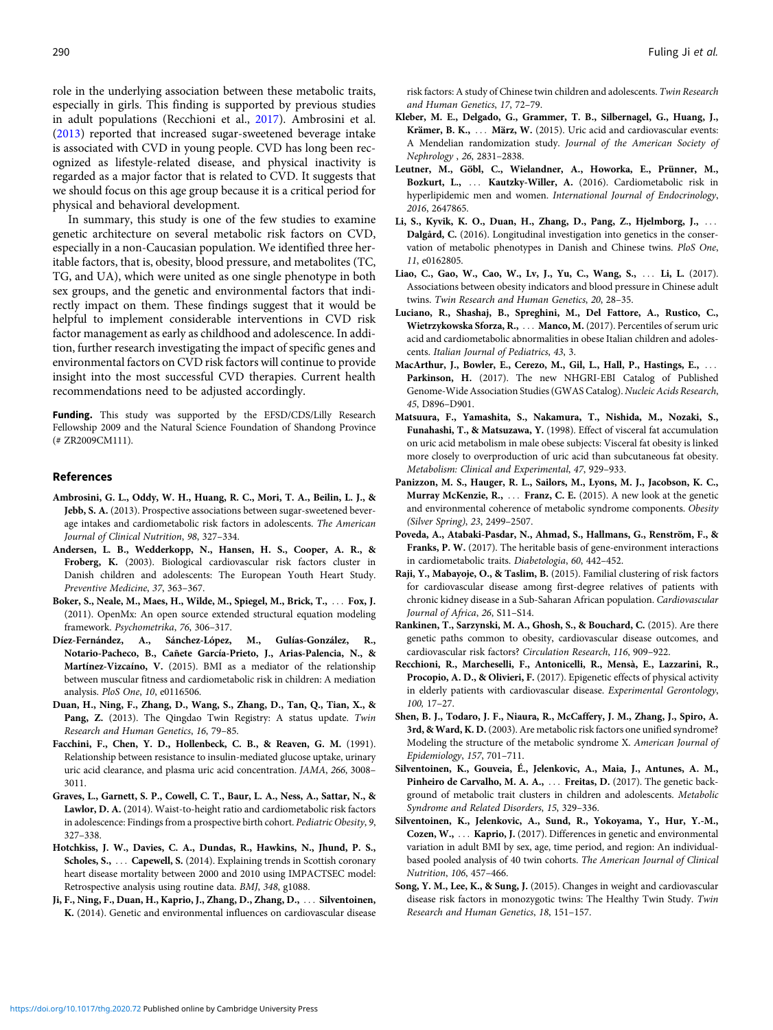role in the underlying association between these metabolic traits, especially in girls. This finding is supported by previous studies in adult populations (Recchioni et al., 2017). Ambrosini et al. (2013) reported that increased sugar-sweetened beverage intake is associated with CVD in young people. CVD has long been recognized as lifestyle-related disease, and physical inactivity is regarded as a major factor that is related to CVD. It suggests that we should focus on this age group because it is a critical period for physical and behavioral development.

In summary, this study is one of the few studies to examine genetic architecture on several metabolic risk factors on CVD, especially in a non-Caucasian population. We identified three heritable factors, that is, obesity, blood pressure, and metabolites (TC, TG, and UA), which were united as one single phenotype in both sex groups, and the genetic and environmental factors that indirectly impact on them. These findings suggest that it would be helpful to implement considerable interventions in CVD risk factor management as early as childhood and adolescence. In addition, further research investigating the impact of specific genes and environmental factors on CVD risk factors will continue to provide insight into the most successful CVD therapies. Current health recommendations need to be adjusted accordingly.

**Funding.** This study was supported by the EFSD/CDS/Lilly Research Fellowship 2009 and the Natural Science Foundation of Shandong Province (# ZR2009CM111).

## References

**Ambrosini, G. L., Oddy, W. H., Huang, R. C., Mori, T. A., Beilin, L. J., & Jebb, S. A.** (2013). Prospective associations between sugar-sweetened beverage intakes and cardiometabolic risk factors in adolescents. *The American Journal of Clinical Nutrition*, *98*, 327–334.

**Andersen, L. B., Wedderkopp, N., Hansen, H. S., Cooper, A. R., & Froberg, K.** (2003). Biological cardiovascular risk factors cluster in Danish children and adolescents: The European Youth Heart Study. *Preventive Medicine*, *37*, 363–367.

**Boker, S., Neale, M., Maes, H., Wilde, M., Spiegel, M., Brick, T., . . . Fox, J.** (2011). OpenMx: An open source extended structural equation modeling framework. *Psychometrika*, *76*, 306–317.

**Díez-Fernández, A., Sánchez-López, M., Gulías-González, R., Notario-Pacheco, B., Cañete García-Prieto, J., Arias-Palencia, N., & Martínez-Vizcaíno, V.** (2015). BMI as a mediator of the relationship between muscular fitness and cardiometabolic risk in children: A mediation analysis. *PloS One*, *10*, e0116506.

**Duan, H., Ning, F., Zhang, D., Wang, S., Zhang, D., Tan, Q., Tian, X., & Pang, Z.** (2013). The Qingdao Twin Registry: A status update. *Twin Research and Human Genetics*, *16*, 79–85.

**Facchini, F., Chen, Y. D., Hollenbeck, C. B., & Reaven, G. M.** (1991). Relationship between resistance to insulin-mediated glucose uptake, urinary uric acid clearance, and plasma uric acid concentration. *JAMA*, *266*, 3008–3011.

**Graves, L., Garnett, S. P., Cowell, C. T., Baur, L. A., Ness, A., Sattar, N., & Lawlor, D. A.** (2014). Waist-to-height ratio and cardiometabolic risk factors in adolescence: Findings from a prospective birth cohort. *Pediatric Obesity*, *9*, 327–338.

**Hotchkiss, J. W., Davies, C. A., Dundas, R., Hawkins, N., Jhund, P. S., Scholes, S., . . . Capewell, S.** (2014). Explaining trends in Scottish coronary heart disease mortality between 2000 and 2010 using IMPACTSEC model: Retrospective analysis using routine data. *BMJ*, *348*, g1088.

**Ji, F., Ning, F., Duan, H., Kaprio, J., Zhang, D., Zhang, D., . . . Silventoinen, K.** (2014). Genetic and environmental influences on cardiovascular disease risk factors: A study of Chinese twin children and adolescents. *Twin Research and Human Genetics*, *17*, 72–79.

**Kleber, M. E., Delgado, G., Grammer, T. B., Silbernagel, G., Huang, J., Krämer, B. K., . . . März, W.** (2015). Uric acid and cardiovascular events: A Mendelian randomization study. *Journal of the American Society of Nephrology* , *26*, 2831–2838.

**Leutner, M., Göbl, C., Wielandner, A., Howorka, E., Prünner, M., Bozkurt, L., . . . Kautzky-Willer, A.** (2016). Cardiometabolic risk in hyperlipidemic men and women. *International Journal of Endocrinology*, *2016*, 2647865.

**Li, S., Kyvik, K. O., Duan, H., Zhang, D., Pang, Z., Hjelmborg, J., . . . Dalgård, C.** (2016). Longitudinal investigation into genetics in the conservation of metabolic phenotypes in Danish and Chinese twins. *PloS One*, *11*, e0162805.

**Liao, C., Gao, W., Cao, W., Lv, J., Yu, C., Wang, S., . . . Li, L.** (2017). Associations between obesity indicators and blood pressure in Chinese adult twins. *Twin Research and Human Genetics*, *20*, 28–35.

**Luciano, R., Shashaj, B., Spreghini, M., Del Fattore, A., Rustico, C., Wietrzykowska Sforza, R., . . . Manco, M.** (2017). Percentiles of serum uric acid and cardiometabolic abnormalities in obese Italian children and adolescents. *Italian Journal of Pediatrics*, *43*, 3.

**MacArthur, J., Bowler, E., Cerezo, M., Gil, L., Hall, P., Hastings, E., . . . Parkinson, H.** (2017). The new NHGRI-EBI Catalog of Published Genome-Wide Association Studies (GWAS Catalog). *Nucleic Acids Research*, *45*, D896–D901.

**Matsuura, F., Yamashita, S., Nakamura, T., Nishida, M., Nozaki, S., Funahashi, T., & Matsuzawa, Y.** (1998). Effect of visceral fat accumulation on uric acid metabolism in male obese subjects: Visceral fat obesity is linked more closely to overproduction of uric acid than subcutaneous fat obesity. *Metabolism: Clinical and Experimental*, *47*, 929–933.

**Panizzon, M. S., Hauger, R. L., Sailors, M., Lyons, M. J., Jacobson, K. C., Murray McKenzie, R., . . . Franz, C. E.** (2015). A new look at the genetic and environmental coherence of metabolic syndrome components. *Obesity (Silver Spring)*, *23*, 2499–2507.

**Poveda, A., Atabaki-Pasdar, N., Ahmad, S., Hallmans, G., Renström, F., & Franks, P. W.** (2017). The heritable basis of gene-environment interactions in cardiometabolic traits. *Diabetologia*, *60*, 442–452.

**Raji, Y., Mabayoje, O., & Taslim, B.** (2015). Familial clustering of risk factors for cardiovascular disease among first-degree relatives of patients with chronic kidney disease in a Sub-Saharan African population. *Cardiovascular Journal of Africa*, *26*, S11–S14.

**Rankinen, T., Sarzynski, M. A., Ghosh, S., & Bouchard, C.** (2015). Are there genetic paths common to obesity, cardiovascular disease outcomes, and cardiovascular risk factors? *Circulation Research*, *116*, 909–922.

**Recchioni, R., Marcheselli, F., Antonicelli, R., Mensà, E., Lazzarini, R., Procopio, A. D., & Olivieri, F.** (2017). Epigenetic effects of physical activity in elderly patients with cardiovascular disease. *Experimental Gerontology*, *100*, 17–27.

**Shen, B. J., Todaro, J. F., Niaura, R., McCaffery, J. M., Zhang, J., Spiro, A. 3rd, & Ward, K. D.** (2003). Are metabolic risk factors one unified syndrome? Modeling the structure of the metabolic syndrome X. *American Journal of Epidemiology*, *157*, 701–711.

**Silventoinen, K., Gouveia, É., Jelenkovic, A., Maia, J., Antunes, A. M., Pinheiro de Carvalho, M. A. A., . . . Freitas, D.** (2017). The genetic background of metabolic trait clusters in children and adolescents. *Metabolic Syndrome and Related Disorders*, *15*, 329–336.

**Silventoinen, K., Jelenkovic, A., Sund, R., Yokoyama, Y., Hur, Y.-M., Cozen, W., . . . Kaprio, J.** (2017). Differences in genetic and environmental variation in adult BMI by sex, age, time period, and region: An individual-based pooled analysis of 40 twin cohorts. *The American Journal of Clinical Nutrition*, *106*, 457–466.

**Song, Y. M., Lee, K., & Sung, J.** (2015). Changes in weight and cardiovascular disease risk factors in monozygotic twins: The Healthy Twin Study. *Twin Research and Human Genetics*, *18*, 151–157.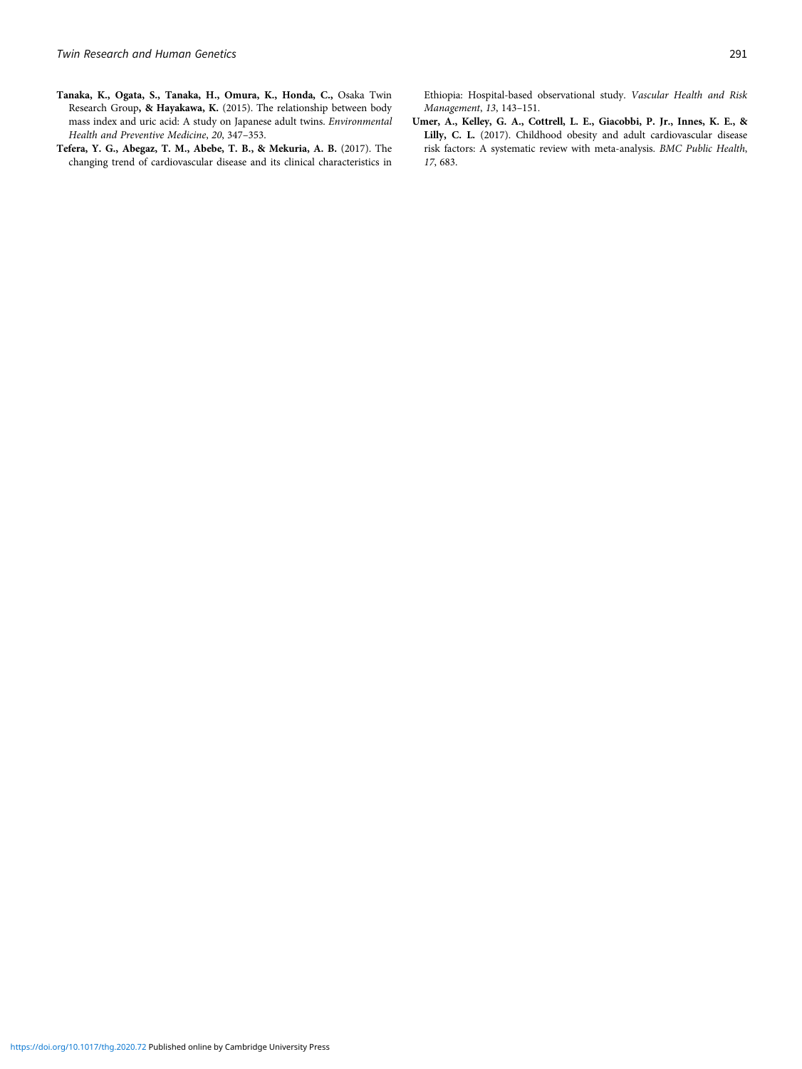**Tanaka, K., Ogata, S., Tanaka, H., Omura, K., Honda, C.,** Osaka Twin Research Group**, & Hayakawa, K.** (2015). The relationship between body mass index and uric acid: A study on Japanese adult twins. *Environmental Health and Preventive Medicine*, *20*, 347–353.

**Tefera, Y. G., Abegaz, T. M., Abebe, T. B., & Mekuria, A. B.** (2017). The changing trend of cardiovascular disease and its clinical characteristics in Ethiopia: Hospital-based observational study. *Vascular Health and Risk Management*, *13*, 143–151.

**Umer, A., Kelley, G. A., Cottrell, L. E., Giacobbi, P. Jr., Innes, K. E., & Lilly, C. L.** (2017). Childhood obesity and adult cardiovascular disease risk factors: A systematic review with meta-analysis. *BMC Public Health*, *17*, 683.